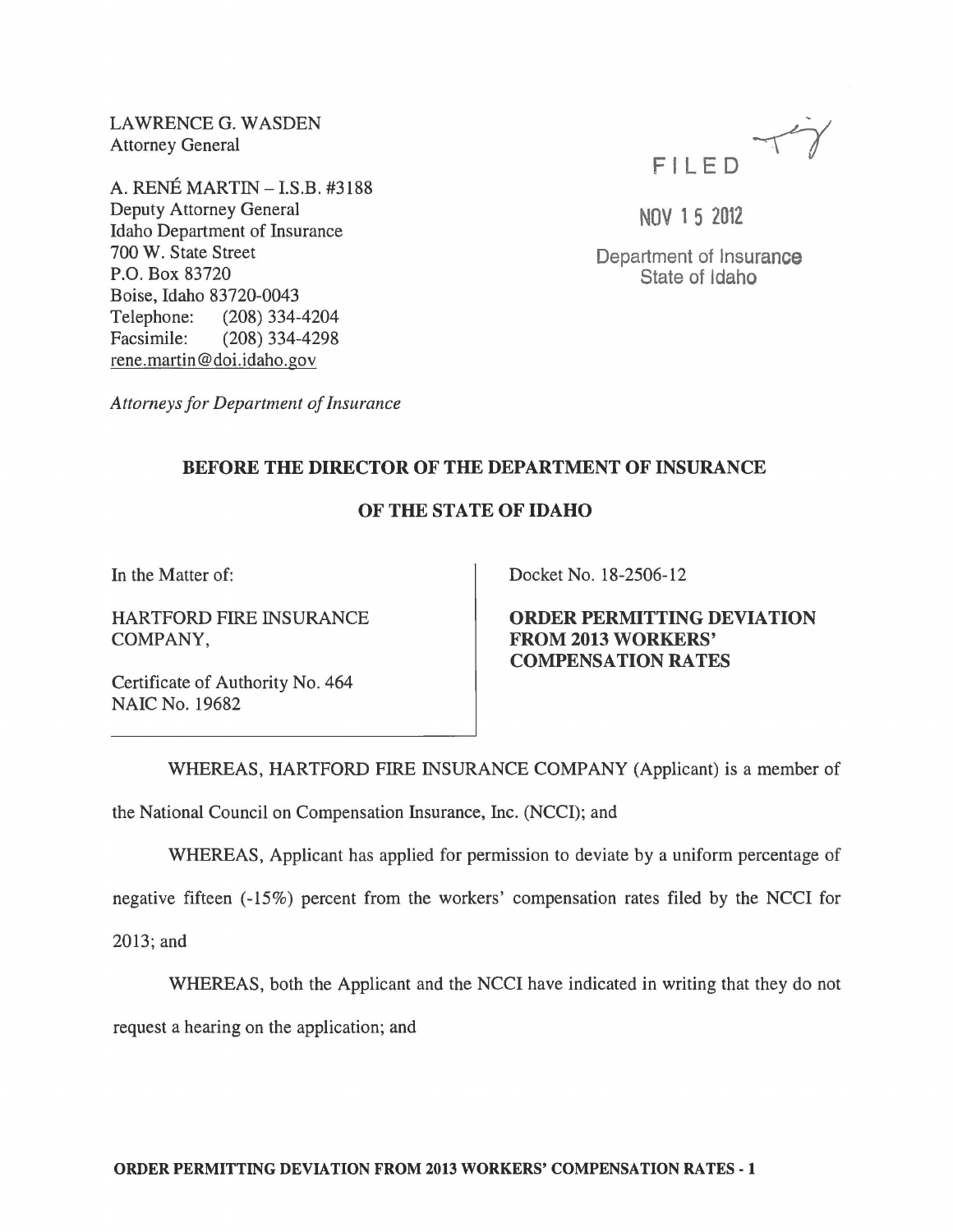LAWRENCE G. WASDEN
Attorney General

A. RENÉ MARTIN – I.S.B. #3188
Deputy Attorney General
Idaho Department of Insurance
700 W. State Street
P.O. Box 83720
Boise, Idaho 83720-0043
Telephone: (208) 334-4204
Facsimile: (208) 334-4298
rene.martin@doi.idaho.gov

*Attorneys for Department of Insurance*

FILED

NOV 15 2012

Department of Insurance
State of Idaho

**BEFORE THE DIRECTOR OF THE DEPARTMENT OF INSURANCE**

**OF THE STATE OF IDAHO**

| | |
|---|---|
| In the Matter of:<br><br>HARTFORD FIRE INSURANCE COMPANY,<br><br>Certificate of Authority No. 464<br>NAIC No. 19682 | Docket No. 18-2506-12<br><br>**ORDER PERMITTING DEVIATION FROM 2013 WORKERS' COMPENSATION RATES** |

WHEREAS, HARTFORD FIRE INSURANCE COMPANY (Applicant) is a member of the National Council on Compensation Insurance, Inc. (NCCI); and

WHEREAS, Applicant has applied for permission to deviate by a uniform percentage of negative fifteen (-15%) percent from the workers' compensation rates filed by the NCCI for 2013; and

WHEREAS, both the Applicant and the NCCI have indicated in writing that they do not request a hearing on the application; and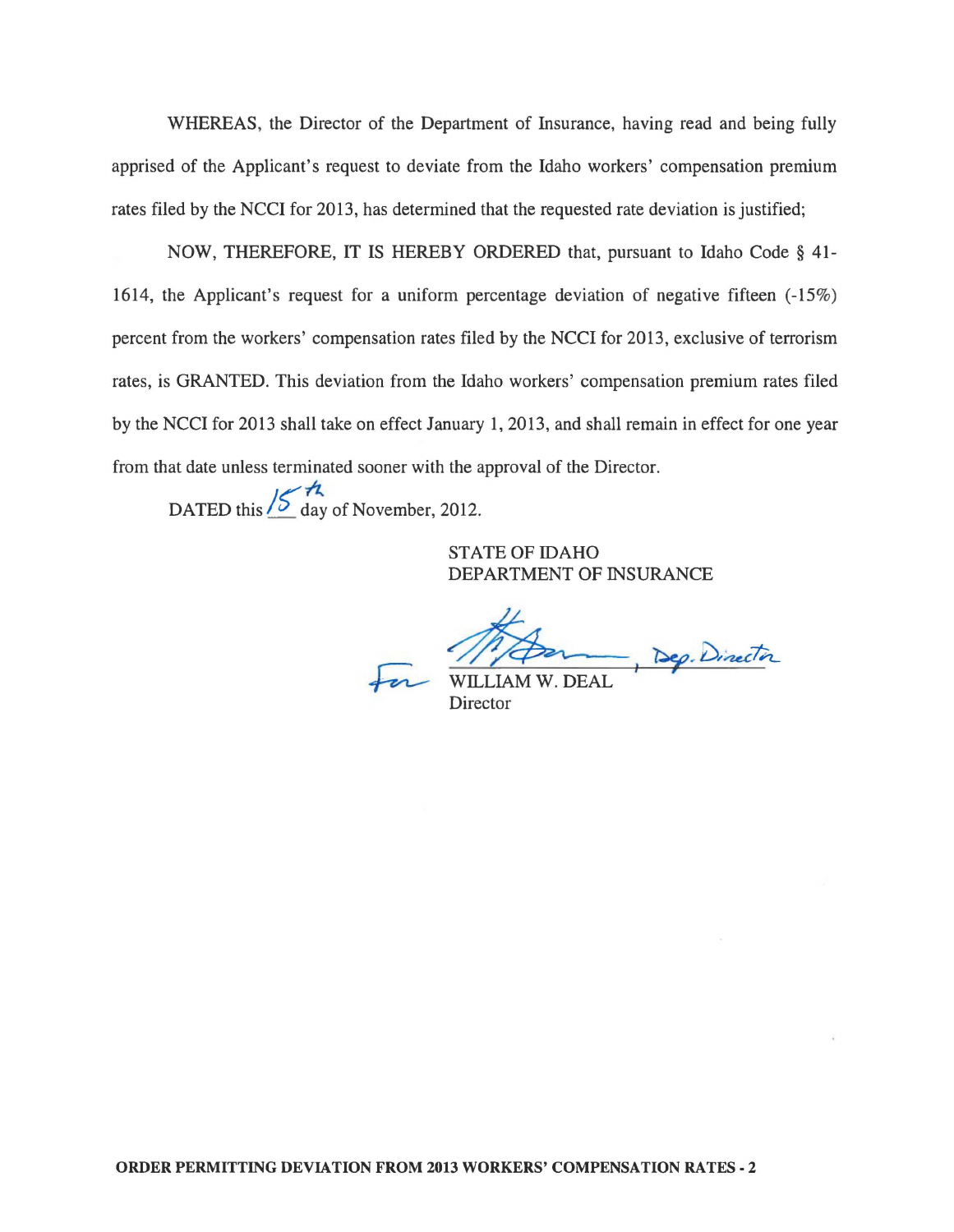WHEREAS, the Director of the Department of Insurance, having read and being fully apprised of the Applicant's request to deviate from the Idaho workers' compensation premium rates filed by the NCCI for 2013, has determined that the requested rate deviation is justified;

NOW, THEREFORE, IT IS HEREBY ORDERED that, pursuant to Idaho Code § 41-1614, the Applicant's request for a uniform percentage deviation of negative fifteen (-15%) percent from the workers' compensation rates filed by the NCCI for 2013, exclusive of terrorism rates, is GRANTED. This deviation from the Idaho workers' compensation premium rates filed by the NCCI for 2013 shall take on effect January 1, 2013, and shall remain in effect for one year from that date unless terminated sooner with the approval of the Director.

DATED this 15th day of November, 2012.

STATE OF IDAHO
DEPARTMENT OF INSURANCE

For [signature], Dep. Director
WILLIAM W. DEAL
Director

**ORDER PERMITTING DEVIATION FROM 2013 WORKERS' COMPENSATION RATES - 2**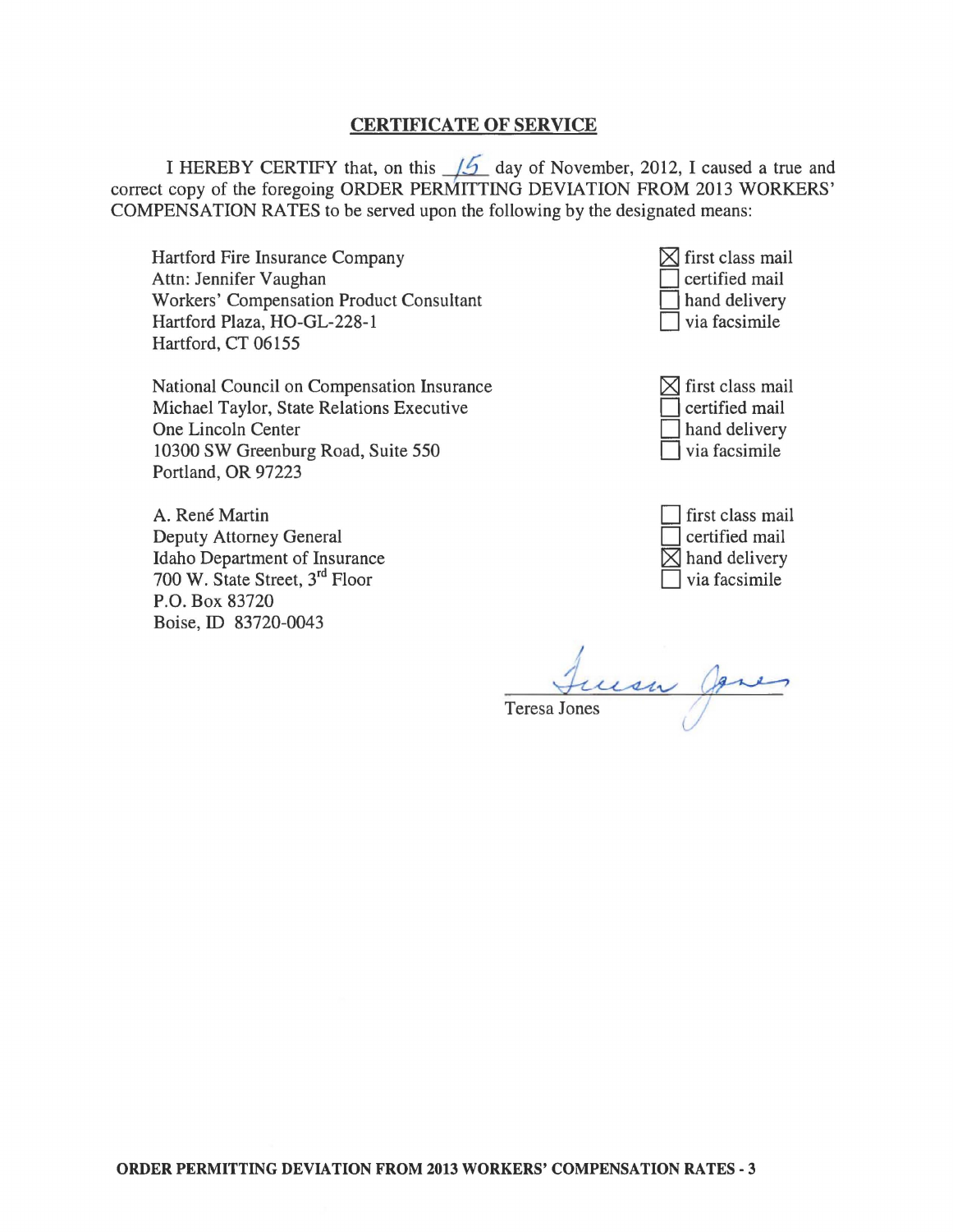## CERTIFICATE OF SERVICE

I HEREBY CERTIFY that, on this 15 day of November, 2012, I caused a true and correct copy of the foregoing ORDER PERMITTING DEVIATION FROM 2013 WORKERS' COMPENSATION RATES to be served upon the following by the designated means:

Hartford Fire Insurance Company
Attn: Jennifer Vaughan
Workers' Compensation Product Consultant
Hartford Plaza, HO-GL-228-1
Hartford, CT 06155

- [x] first class mail
- [ ] certified mail
- [ ] hand delivery
- [ ] via facsimile

National Council on Compensation Insurance
Michael Taylor, State Relations Executive
One Lincoln Center
10300 SW Greenburg Road, Suite 550
Portland, OR 97223

- [x] first class mail
- [ ] certified mail
- [ ] hand delivery
- [ ] via facsimile

A. René Martin
Deputy Attorney General
Idaho Department of Insurance
700 W. State Street, 3rd Floor
P.O. Box 83720
Boise, ID 83720-0043

- [ ] first class mail
- [ ] certified mail
- [x] hand delivery
- [ ] via facsimile

Teresa Jones